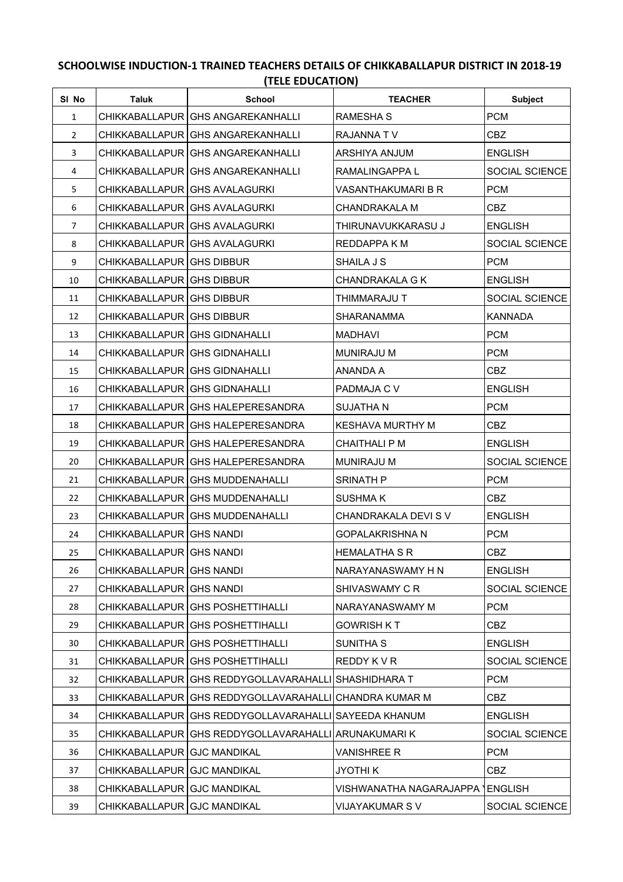## SCHOOLWISE INDUCTION-1 TRAINED TEACHERS DETAILS OF CHIKKABALLAPUR DISTRICT IN 2018-19 (TELE EDUCATION)

| Sl No | Taluk | School | TEACHER | Subject |
|---|---|---|---|---|
| 1 | CHIKKABALLAPUR | GHS ANGAREKANHALLI | RAMESHA S | PCM |
| 2 | CHIKKABALLAPUR | GHS ANGAREKANHALLI | RAJANNA T V | CBZ |
| 3 | CHIKKABALLAPUR | GHS ANGAREKANHALLI | ARSHIYA ANJUM | ENGLISH |
| 4 | CHIKKABALLAPUR | GHS ANGAREKANHALLI | RAMALINGAPPA L | SOCIAL SCIENCE |
| 5 | CHIKKABALLAPUR | GHS AVALAGURKI | VASANTHAKUMARI B R | PCM |
| 6 | CHIKKABALLAPUR | GHS AVALAGURKI | CHANDRAKALA M | CBZ |
| 7 | CHIKKABALLAPUR | GHS AVALAGURKI | THIRUNAVUKKARASU J | ENGLISH |
| 8 | CHIKKABALLAPUR | GHS AVALAGURKI | REDDAPPA K M | SOCIAL SCIENCE |
| 9 | CHIKKABALLAPUR | GHS DIBBUR | SHAILA J S | PCM |
| 10 | CHIKKABALLAPUR | GHS DIBBUR | CHANDRAKALA G K | ENGLISH |
| 11 | CHIKKABALLAPUR | GHS DIBBUR | THIMMARAJU T | SOCIAL SCIENCE |
| 12 | CHIKKABALLAPUR | GHS DIBBUR | SHARANAMMA | KANNADA |
| 13 | CHIKKABALLAPUR | GHS GIDNAHALLI | MADHAVI | PCM |
| 14 | CHIKKABALLAPUR | GHS GIDNAHALLI | MUNIRAJU M | PCM |
| 15 | CHIKKABALLAPUR | GHS GIDNAHALLI | ANANDA A | CBZ |
| 16 | CHIKKABALLAPUR | GHS GIDNAHALLI | PADMAJA C V | ENGLISH |
| 17 | CHIKKABALLAPUR | GHS HALEPERESANDRA | SUJATHA N | PCM |
| 18 | CHIKKABALLAPUR | GHS HALEPERESANDRA | KESHAVA MURTHY M | CBZ |
| 19 | CHIKKABALLAPUR | GHS HALEPERESANDRA | CHAITHALI P M | ENGLISH |
| 20 | CHIKKABALLAPUR | GHS HALEPERESANDRA | MUNIRAJU M | SOCIAL SCIENCE |
| 21 | CHIKKABALLAPUR | GHS MUDDENAHALLI | SRINATH P | PCM |
| 22 | CHIKKABALLAPUR | GHS MUDDENAHALLI | SUSHMA K | CBZ |
| 23 | CHIKKABALLAPUR | GHS MUDDENAHALLI | CHANDRAKALA DEVI S V | ENGLISH |
| 24 | CHIKKABALLAPUR | GHS NANDI | GOPALAKRISHNA N | PCM |
| 25 | CHIKKABALLAPUR | GHS NANDI | HEMALATHA S R | CBZ |
| 26 | CHIKKABALLAPUR | GHS NANDI | NARAYANASWAMY H N | ENGLISH |
| 27 | CHIKKABALLAPUR | GHS NANDI | SHIVASWAMY C R | SOCIAL SCIENCE |
| 28 | CHIKKABALLAPUR | GHS POSHETTIHALLI | NARAYANASWAMY M | PCM |
| 29 | CHIKKABALLAPUR | GHS POSHETTIHALLI | GOWRISH K T | CBZ |
| 30 | CHIKKABALLAPUR | GHS POSHETTIHALLI | SUNITHA S | ENGLISH |
| 31 | CHIKKABALLAPUR | GHS POSHETTIHALLI | REDDY K V R | SOCIAL SCIENCE |
| 32 | CHIKKABALLAPUR | GHS REDDYGOLLAVARAHALLI | SHASHIDHARA T | PCM |
| 33 | CHIKKABALLAPUR | GHS REDDYGOLLAVARAHALLI | CHANDRA KUMAR M | CBZ |
| 34 | CHIKKABALLAPUR | GHS REDDYGOLLAVARAHALLI | SAYEEDA KHANUM | ENGLISH |
| 35 | CHIKKABALLAPUR | GHS REDDYGOLLAVARAHALLI | ARUNAKUMARI K | SOCIAL SCIENCE |
| 36 | CHIKKABALLAPUR | GJC MANDIKAL | VANISHREE R | PCM |
| 37 | CHIKKABALLAPUR | GJC MANDIKAL | JYOTHI K | CBZ |
| 38 | CHIKKABALLAPUR | GJC MANDIKAL | VISHWANATHA NAGARAJAPPA Y | ENGLISH |
| 39 | CHIKKABALLAPUR | GJC MANDIKAL | VIJAYAKUMAR S V | SOCIAL SCIENCE |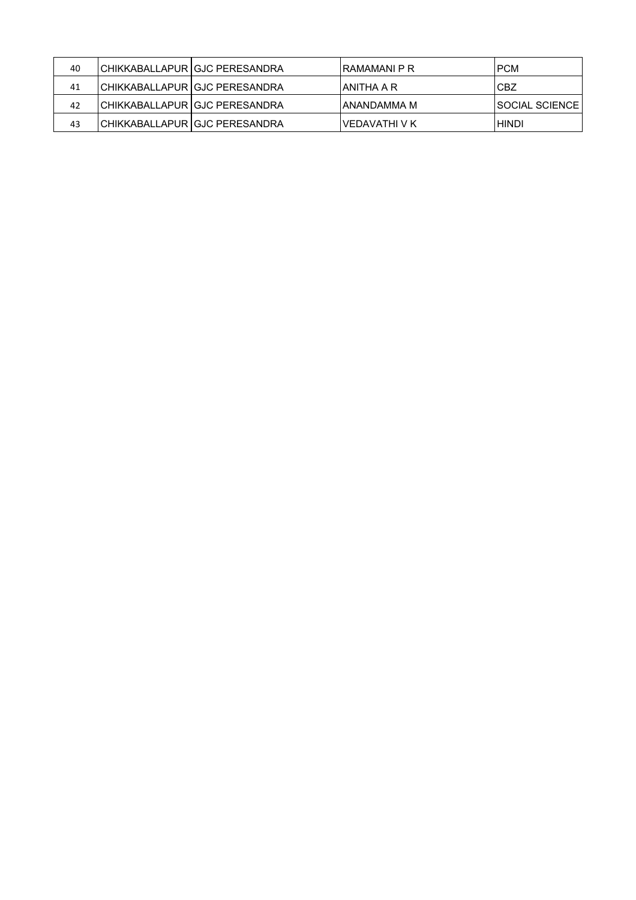| | | | | |
|---|---|---|---|---|
| 40 | CHIKKABALLAPUR | GJC PERESANDRA | RAMAMANI P R | PCM |
| 41 | CHIKKABALLAPUR | GJC PERESANDRA | ANITHA A R | CBZ |
| 42 | CHIKKABALLAPUR | GJC PERESANDRA | ANANDAMMA M | SOCIAL SCIENCE |
| 43 | CHIKKABALLAPUR | GJC PERESANDRA | VEDAVATHI V K | HINDI |